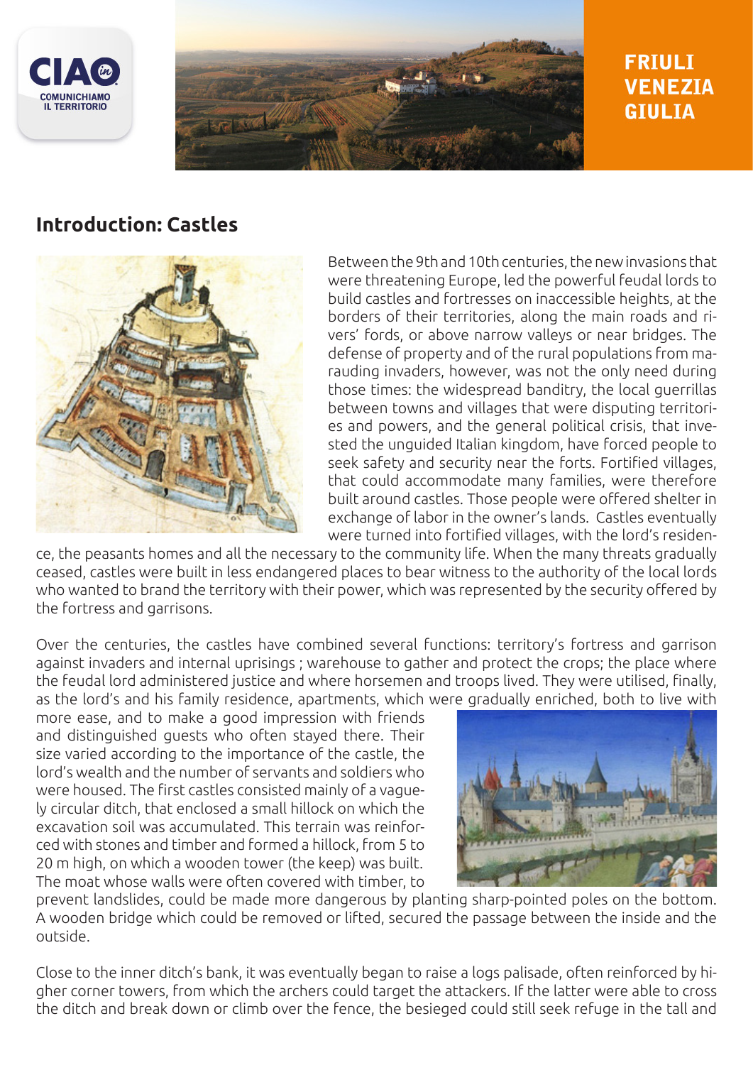FRIULI VENEZIA GIULIA

## Introduction: Castles

Between the 9th and 10th centuries, the new invasions that were threatening Europe, led the powerful feudal lords to build castles and fortresses on inaccessible heights, at the borders of their territories, along the main roads and rivers' fords, or above narrow valleys or near bridges. The defense of property and of the rural populations from marauding invaders, however, was not the only need during those times: the widespread banditry, the local guerrillas between towns and villages that were disputing territories and powers, and the general political crisis, that invested the unguided Italian kingdom, have forced people to seek safety and security near the forts. Fortified villages, that could accommodate many families, were therefore built around castles. Those people were offered shelter in exchange of labor in the owner's lands. Castles eventually were turned into fortified villages, with the lord's residence, the peasants homes and all the necessary to the community life. When the many threats gradually ceased, castles were built in less endangered places to bear witness to the authority of the local lords who wanted to brand the territory with their power, which was represented by the security offered by the fortress and garrisons.

Over the centuries, the castles have combined several functions: territory's fortress and garrison against invaders and internal uprisings ; warehouse to gather and protect the crops; the place where the feudal lord administered justice and where horsemen and troops lived. They were utilised, finally, as the lord's and his family residence, apartments, which were gradually enriched, both to live with more ease, and to make a good impression with friends and distinguished guests who often stayed there. Their size varied according to the importance of the castle, the lord's wealth and the number of servants and soldiers who were housed. The first castles consisted mainly of a vaguely circular ditch, that enclosed a small hillock on which the excavation soil was accumulated. This terrain was reinforced with stones and timber and formed a hillock, from 5 to 20 m high, on which a wooden tower (the keep) was built. The moat whose walls were often covered with timber, to prevent landslides, could be made more dangerous by planting sharp-pointed poles on the bottom. A wooden bridge which could be removed or lifted, secured the passage between the inside and the outside.

Close to the inner ditch's bank, it was eventually began to raise a logs palisade, often reinforced by higher corner towers, from which the archers could target the attackers. If the latter were able to cross the ditch and break down or climb over the fence, the besieged could still seek refuge in the tall and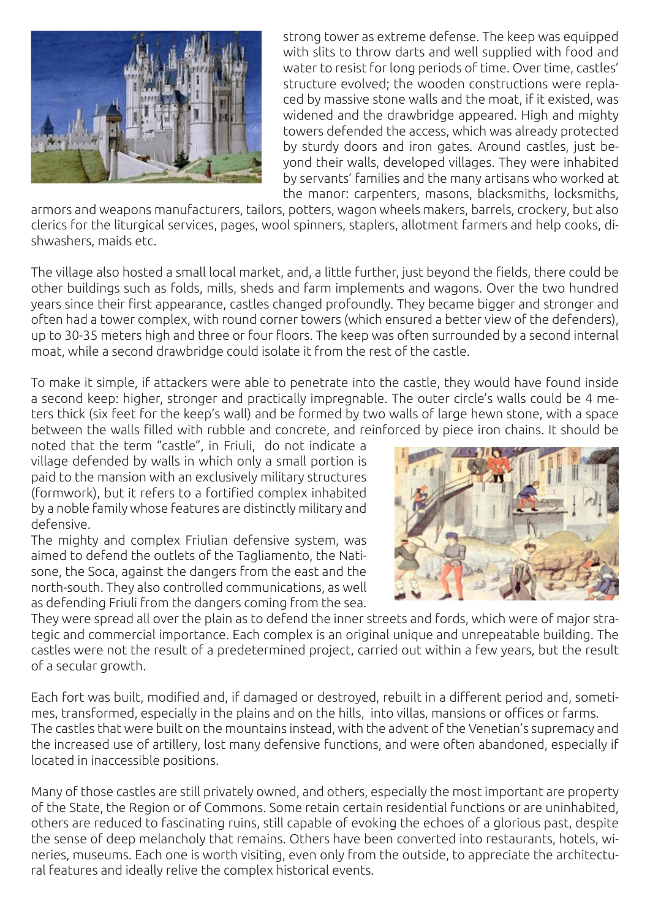strong tower as extreme defense. The keep was equipped with slits to throw darts and well supplied with food and water to resist for long periods of time. Over time, castles' structure evolved; the wooden constructions were replaced by massive stone walls and the moat, if it existed, was widened and the drawbridge appeared. High and mighty towers defended the access, which was already protected by sturdy doors and iron gates. Around castles, just beyond their walls, developed villages. They were inhabited by servants' families and the many artisans who worked at the manor: carpenters, masons, blacksmiths, locksmiths, armors and weapons manufacturers, tailors, potters, wagon wheels makers, barrels, crockery, but also clerics for the liturgical services, pages, wool spinners, staplers, allotment farmers and help cooks, dishwashers, maids etc.

The village also hosted a small local market, and, a little further, just beyond the fields, there could be other buildings such as folds, mills, sheds and farm implements and wagons. Over the two hundred years since their first appearance, castles changed profoundly. They became bigger and stronger and often had a tower complex, with round corner towers (which ensured a better view of the defenders), up to 30-35 meters high and three or four floors. The keep was often surrounded by a second internal moat, while a second drawbridge could isolate it from the rest of the castle.

To make it simple, if attackers were able to penetrate into the castle, they would have found inside a second keep: higher, stronger and practically impregnable. The outer circle's walls could be 4 meters thick (six feet for the keep's wall) and be formed by two walls of large hewn stone, with a space between the walls filled with rubble and concrete, and reinforced by piece iron chains. It should be noted that the term "castle", in Friuli, do not indicate a village defended by walls in which only a small portion is paid to the mansion with an exclusively military structures (formwork), but it refers to a fortified complex inhabited by a noble family whose features are distinctly military and defensive.

The mighty and complex Friulian defensive system, was aimed to defend the outlets of the Tagliamento, the Natisone, the Soca, against the dangers from the east and the north-south. They also controlled communications, as well as defending Friuli from the dangers coming from the sea. They were spread all over the plain as to defend the inner streets and fords, which were of major strategic and commercial importance. Each complex is an original unique and unrepeatable building. The castles were not the result of a predetermined project, carried out within a few years, but the result of a secular growth.

Each fort was built, modified and, if damaged or destroyed, rebuilt in a different period and, sometimes, transformed, especially in the plains and on the hills, into villas, mansions or offices or farms. The castles that were built on the mountains instead, with the advent of the Venetian's supremacy and the increased use of artillery, lost many defensive functions, and were often abandoned, especially if located in inaccessible positions.

Many of those castles are still privately owned, and others, especially the most important are property of the State, the Region or of Commons. Some retain certain residential functions or are uninhabited, others are reduced to fascinating ruins, still capable of evoking the echoes of a glorious past, despite the sense of deep melancholy that remains. Others have been converted into restaurants, hotels, wineries, museums. Each one is worth visiting, even only from the outside, to appreciate the architectural features and ideally relive the complex historical events.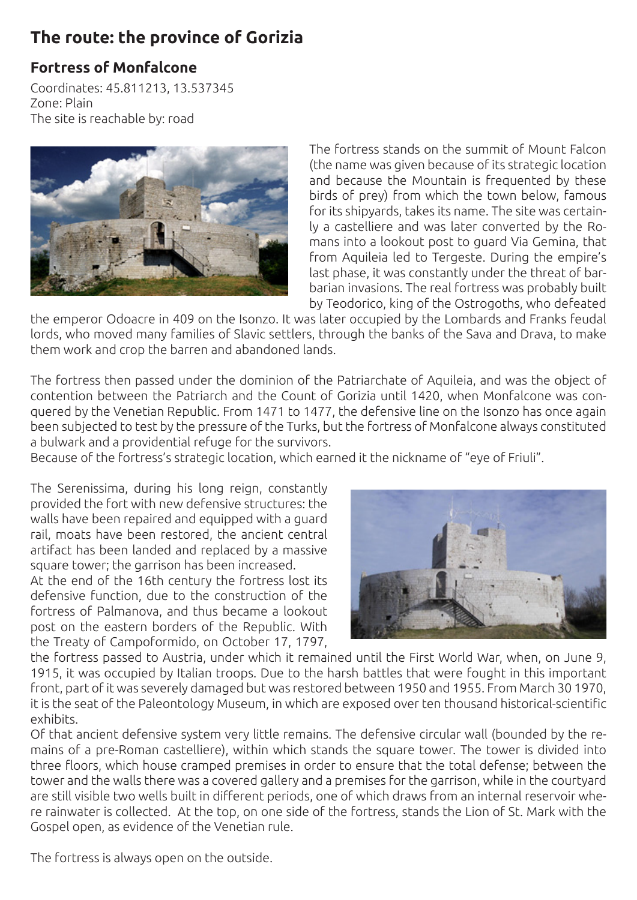# The route: the province of Gorizia

## Fortress of Monfalcone

Coordinates: 45.811213, 13.537345
Zone: Plain
The site is reachable by: road

The fortress stands on the summit of Mount Falcon (the name was given because of its strategic location and because the Mountain is frequented by these birds of prey) from which the town below, famous for its shipyards, takes its name. The site was certainly a castelliere and was later converted by the Romans into a lookout post to guard Via Gemina, that from Aquileia led to Tergeste. During the empire's last phase, it was constantly under the threat of barbarian invasions. The real fortress was probably built by Teodorico, king of the Ostrogoths, who defeated the emperor Odoacre in 409 on the Isonzo. It was later occupied by the Lombards and Franks feudal lords, who moved many families of Slavic settlers, through the banks of the Sava and Drava, to make them work and crop the barren and abandoned lands.

The fortress then passed under the dominion of the Patriarchate of Aquileia, and was the object of contention between the Patriarch and the Count of Gorizia until 1420, when Monfalcone was conquered by the Venetian Republic. From 1471 to 1477, the defensive line on the Isonzo has once again been subjected to test by the pressure of the Turks, but the fortress of Monfalcone always constituted a bulwark and a providential refuge for the survivors.
Because of the fortress's strategic location, which earned it the nickname of "eye of Friuli".

The Serenissima, during his long reign, constantly provided the fort with new defensive structures: the walls have been repaired and equipped with a guard rail, moats have been restored, the ancient central artifact has been landed and replaced by a massive square tower; the garrison has been increased.
At the end of the 16th century the fortress lost its defensive function, due to the construction of the fortress of Palmanova, and thus became a lookout post on the eastern borders of the Republic. With the Treaty of Campoformido, on October 17, 1797, the fortress passed to Austria, under which it remained until the First World War, when, on June 9, 1915, it was occupied by Italian troops. Due to the harsh battles that were fought in this important front, part of it was severely damaged but was restored between 1950 and 1955. From March 30 1970, it is the seat of the Paleontology Museum, in which are exposed over ten thousand historical-scientific exhibits.
Of that ancient defensive system very little remains. The defensive circular wall (bounded by the remains of a pre-Roman castelliere), within which stands the square tower. The tower is divided into three floors, which house cramped premises in order to ensure that the total defense; between the tower and the walls there was a covered gallery and a premises for the garrison, while in the courtyard are still visible two wells built in different periods, one of which draws from an internal reservoir where rainwater is collected. At the top, on one side of the fortress, stands the Lion of St. Mark with the Gospel open, as evidence of the Venetian rule.

The fortress is always open on the outside.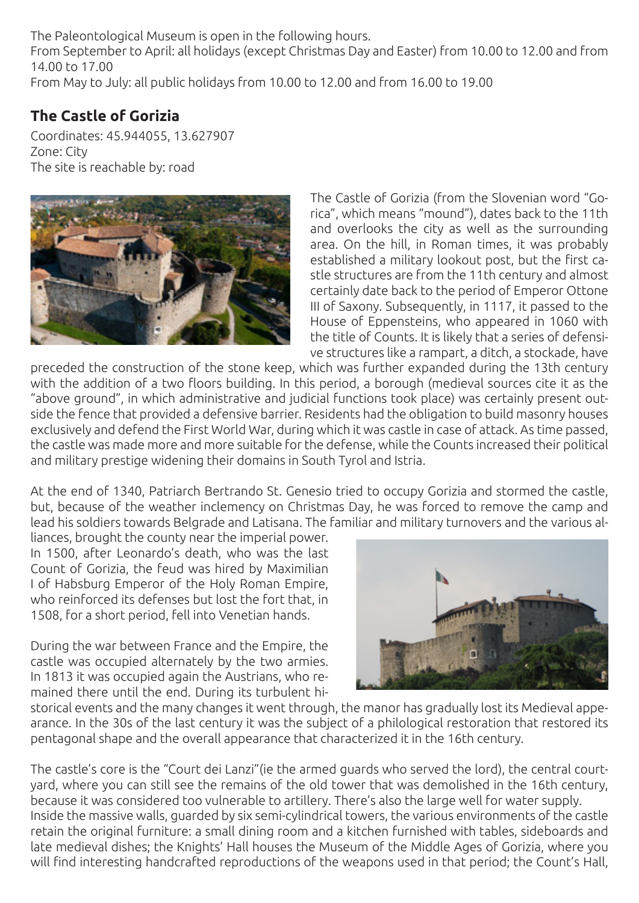The Paleontological Museum is open in the following hours.
From September to April: all holidays (except Christmas Day and Easter) from 10.00 to 12.00 and from 14.00 to 17.00
From May to July: all public holidays from 10.00 to 12.00 and from 16.00 to 19.00

## The Castle of Gorizia

Coordinates: 45.944055, 13.627907
Zone: City
The site is reachable by: road

The Castle of Gorizia (from the Slovenian word "Gorica", which means "mound"), dates back to the 11th and overlooks the city as well as the surrounding area. On the hill, in Roman times, it was probably established a military lookout post, but the first castle structures are from the 11th century and almost certainly date back to the period of Emperor Ottone III of Saxony. Subsequently, in 1117, it passed to the House of Eppensteins, who appeared in 1060 with the title of Counts. It is likely that a series of defensive structures like a rampart, a ditch, a stockade, have preceded the construction of the stone keep, which was further expanded during the 13th century with the addition of a two floors building. In this period, a borough (medieval sources cite it as the "above ground", in which administrative and judicial functions took place) was certainly present outside the fence that provided a defensive barrier. Residents had the obligation to build masonry houses exclusively and defend the First World War, during which it was castle in case of attack. As time passed, the castle was made more and more suitable for the defense, while the Counts increased their political and military prestige widening their domains in South Tyrol and Istria.

At the end of 1340, Patriarch Bertrando St. Genesio tried to occupy Gorizia and stormed the castle, but, because of the weather inclemency on Christmas Day, he was forced to remove the camp and lead his soldiers towards Belgrade and Latisana. The familiar and military turnovers and the various alliances, brought the county near the imperial power.
In 1500, after Leonardo's death, who was the last Count of Gorizia, the feud was hired by Maximilian I of Habsburg Emperor of the Holy Roman Empire, who reinforced its defenses but lost the fort that, in 1508, for a short period, fell into Venetian hands.

During the war between France and the Empire, the castle was occupied alternately by the two armies. In 1813 it was occupied again the Austrians, who remained there until the end. During its turbulent historical events and the many changes it went through, the manor has gradually lost its Medieval appearance. In the 30s of the last century it was the subject of a philological restoration that restored its pentagonal shape and the overall appearance that characterized it in the 16th century.

The castle's core is the "Court dei Lanzi"(ie the armed guards who served the lord), the central courtyard, where you can still see the remains of the old tower that was demolished in the 16th century, because it was considered too vulnerable to artillery. There's also the large well for water supply.
Inside the massive walls, guarded by six semi-cylindrical towers, the various environments of the castle retain the original furniture: a small dining room and a kitchen furnished with tables, sideboards and late medieval dishes; the Knights' Hall houses the Museum of the Middle Ages of Gorizia, where you will find interesting handcrafted reproductions of the weapons used in that period; the Count's Hall,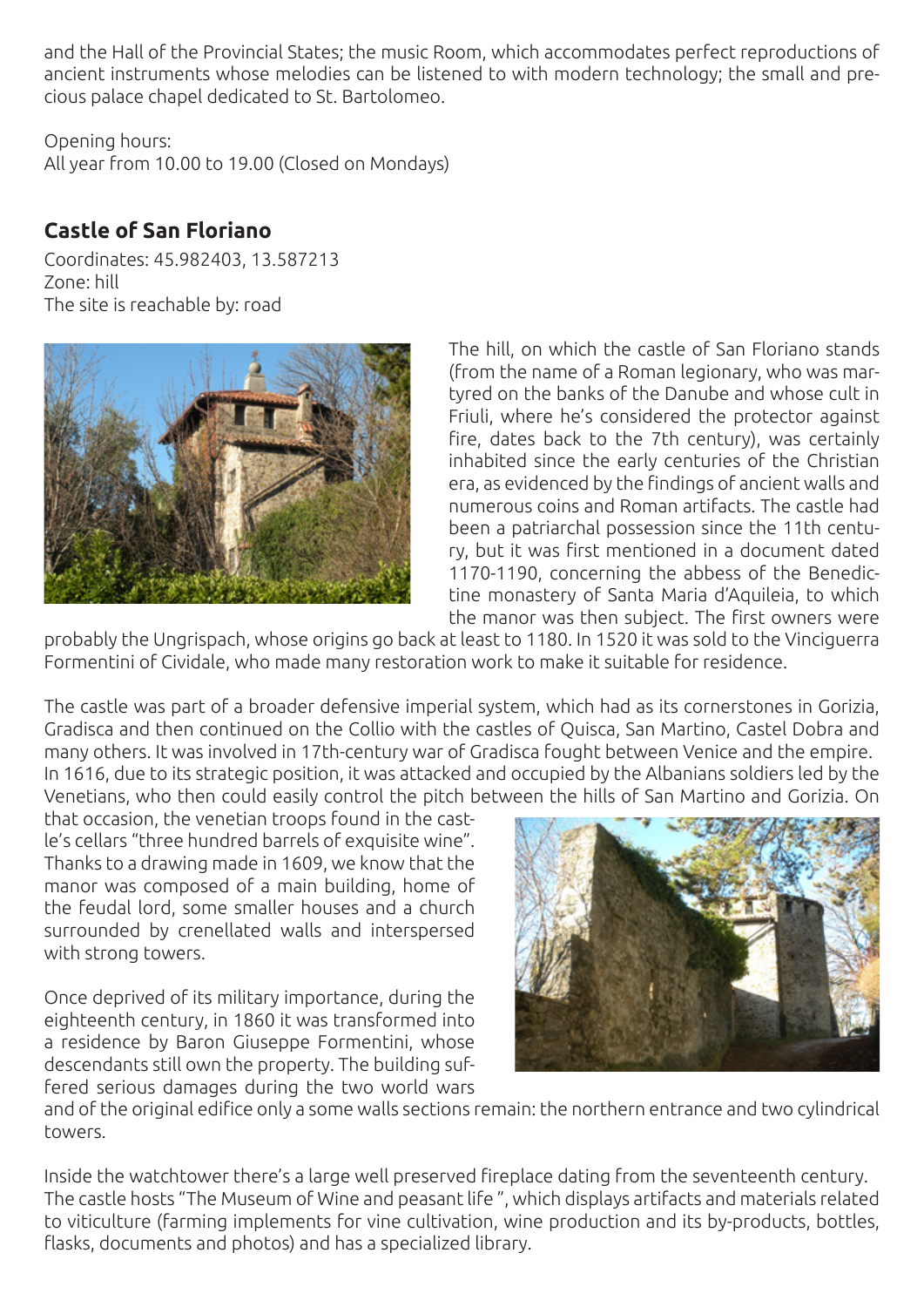and the Hall of the Provincial States; the music Room, which accommodates perfect reproductions of ancient instruments whose melodies can be listened to with modern technology; the small and precious palace chapel dedicated to St. Bartolomeo.

Opening hours:
All year from 10.00 to 19.00 (Closed on Mondays)

## Castle of San Floriano

Coordinates: 45.982403, 13.587213
Zone: hill
The site is reachable by: road

The hill, on which the castle of San Floriano stands (from the name of a Roman legionary, who was martyred on the banks of the Danube and whose cult in Friuli, where he's considered the protector against fire, dates back to the 7th century), was certainly inhabited since the early centuries of the Christian era, as evidenced by the findings of ancient walls and numerous coins and Roman artifacts. The castle had been a patriarchal possession since the 11th century, but it was first mentioned in a document dated 1170-1190, concerning the abbess of the Benedictine monastery of Santa Maria d'Aquileia, to which the manor was then subject. The first owners were probably the Ungrispach, whose origins go back at least to 1180. In 1520 it was sold to the Vinciguerra Formentini of Cividale, who made many restoration work to make it suitable for residence.

The castle was part of a broader defensive imperial system, which had as its cornerstones in Gorizia, Gradisca and then continued on the Collio with the castles of Quisca, San Martino, Castel Dobra and many others. It was involved in 17th-century war of Gradisca fought between Venice and the empire. In 1616, due to its strategic position, it was attacked and occupied by the Albanians soldiers led by the Venetians, who then could easily control the pitch between the hills of San Martino and Gorizia. On that occasion, the venetian troops found in the castle's cellars "three hundred barrels of exquisite wine". Thanks to a drawing made in 1609, we know that the manor was composed of a main building, home of the feudal lord, some smaller houses and a church surrounded by crenellated walls and interspersed with strong towers.

Once deprived of its military importance, during the eighteenth century, in 1860 it was transformed into a residence by Baron Giuseppe Formentini, whose descendants still own the property. The building suffered serious damages during the two world wars and of the original edifice only a some walls sections remain: the northern entrance and two cylindrical towers.

Inside the watchtower there's a large well preserved fireplace dating from the seventeenth century. The castle hosts "The Museum of Wine and peasant life ", which displays artifacts and materials related to viticulture (farming implements for vine cultivation, wine production and its by-products, bottles, flasks, documents and photos) and has a specialized library.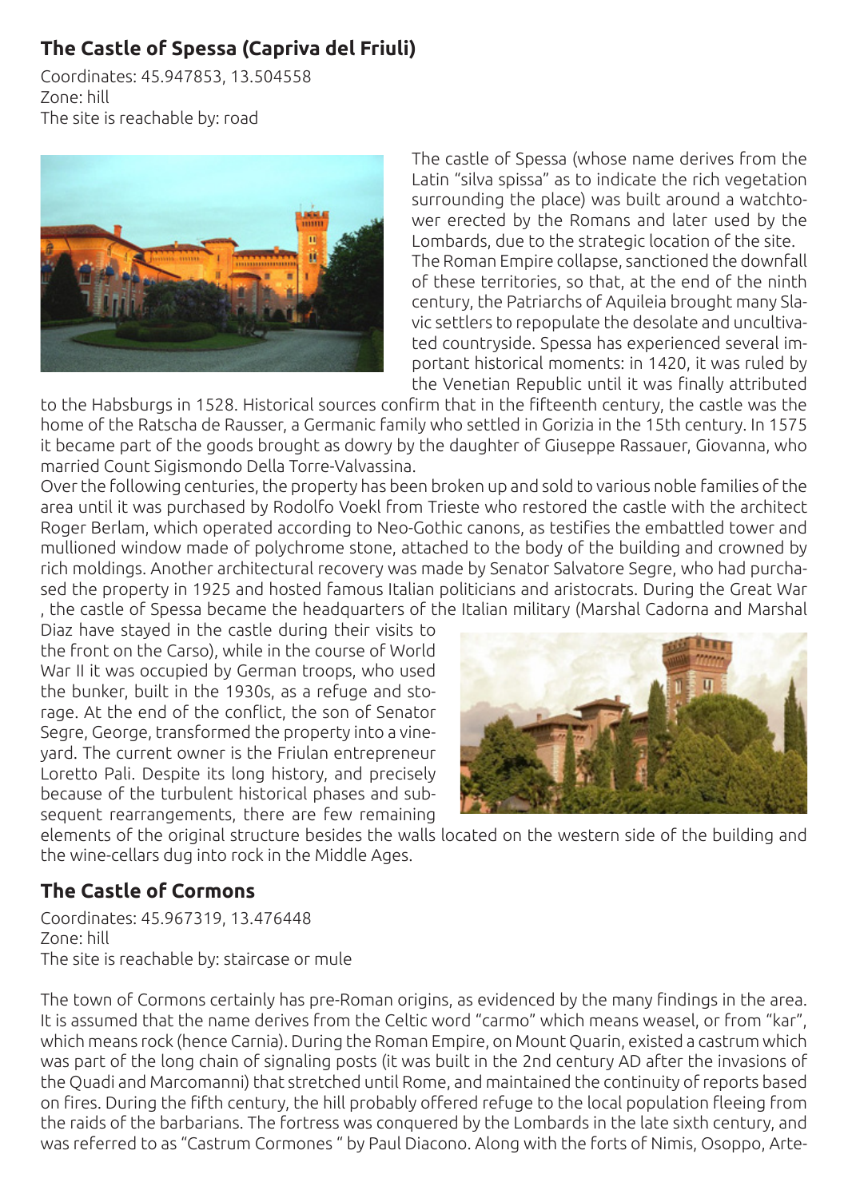## The Castle of Spessa (Capriva del Friuli)

Coordinates: 45.947853, 13.504558
Zone: hill
The site is reachable by: road

The castle of Spessa (whose name derives from the Latin “silva spissa” as to indicate the rich vegetation surrounding the place) was built around a watchtower erected by the Romans and later used by the Lombards, due to the strategic location of the site. The Roman Empire collapse, sanctioned the downfall of these territories, so that, at the end of the ninth century, the Patriarchs of Aquileia brought many Slavic settlers to repopulate the desolate and uncultivated countryside. Spessa has experienced several important historical moments: in 1420, it was ruled by the Venetian Republic until it was finally attributed to the Habsburgs in 1528. Historical sources confirm that in the fifteenth century, the castle was the home of the Ratscha de Rausser, a Germanic family who settled in Gorizia in the 15th century. In 1575 it became part of the goods brought as dowry by the daughter of Giuseppe Rassauer, Giovanna, who married Count Sigismondo Della Torre-Valvassina.

Over the following centuries, the property has been broken up and sold to various noble families of the area until it was purchased by Rodolfo Voekl from Trieste who restored the castle with the architect Roger Berlam, which operated according to Neo-Gothic canons, as testifies the embattled tower and mullioned window made of polychrome stone, attached to the body of the building and crowned by rich moldings. Another architectural recovery was made by Senator Salvatore Segre, who had purchased the property in 1925 and hosted famous Italian politicians and aristocrats. During the Great War , the castle of Spessa became the headquarters of the Italian military (Marshal Cadorna and Marshal Diaz have stayed in the castle during their visits to the front on the Carso), while in the course of World War II it was occupied by German troops, who used the bunker, built in the 1930s, as a refuge and storage. At the end of the conflict, the son of Senator Segre, George, transformed the property into a vineyard. The current owner is the Friulan entrepreneur Loretto Pali. Despite its long history, and precisely because of the turbulent historical phases and subsequent rearrangements, there are few remaining elements of the original structure besides the walls located on the western side of the building and the wine-cellars dug into rock in the Middle Ages.

## The Castle of Cormons

Coordinates: 45.967319, 13.476448
Zone: hill
The site is reachable by: staircase or mule

The town of Cormons certainly has pre-Roman origins, as evidenced by the many findings in the area. It is assumed that the name derives from the Celtic word “carmo” which means weasel, or from “kar”, which means rock (hence Carnia). During the Roman Empire, on Mount Quarin, existed a castrum which was part of the long chain of signaling posts (it was built in the 2nd century AD after the invasions of the Quadi and Marcomanni) that stretched until Rome, and maintained the continuity of reports based on fires. During the fifth century, the hill probably offered refuge to the local population fleeing from the raids of the barbarians. The fortress was conquered by the Lombards in the late sixth century, and was referred to as “Castrum Cormones ” by Paul Diacono. Along with the forts of Nimis, Osoppo, Arte-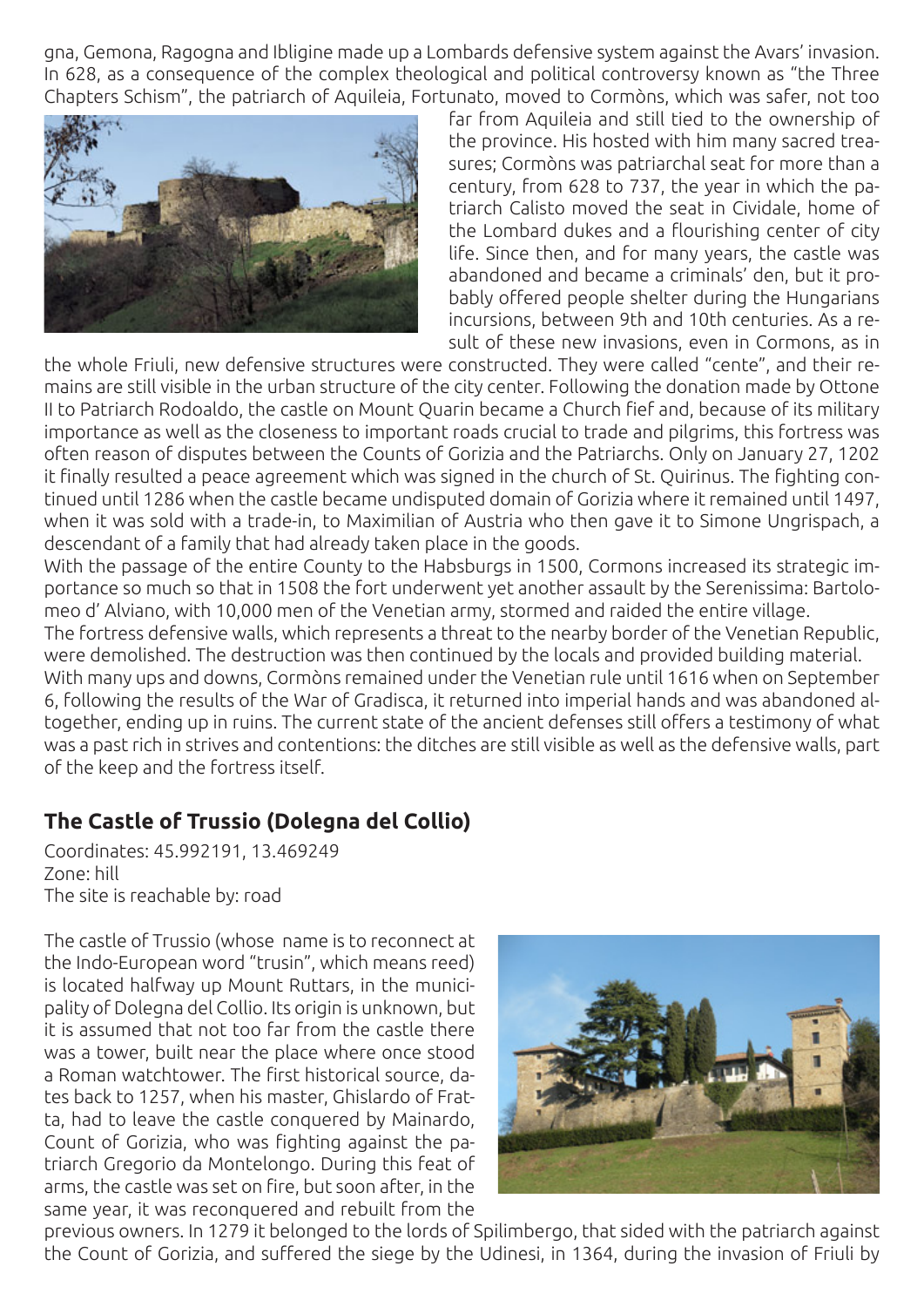gna, Gemona, Ragogna and Ibligine made up a Lombards defensive system against the Avars' invasion. In 628, as a consequence of the complex theological and political controversy known as "the Three Chapters Schism", the patriarch of Aquileia, Fortunato, moved to Cormòns, which was safer, not too far from Aquileia and still tied to the ownership of the province. His hosted with him many sacred treasures; Cormòns was patriarchal seat for more than a century, from 628 to 737, the year in which the patriarch Calisto moved the seat in Cividale, home of the Lombard dukes and a flourishing center of city life. Since then, and for many years, the castle was abandoned and became a criminals' den, but it probably offered people shelter during the Hungarians incursions, between 9th and 10th centuries. As a result of these new invasions, even in Cormons, as in the whole Friuli, new defensive structures were constructed. They were called "cente", and their remains are still visible in the urban structure of the city center. Following the donation made by Ottone II to Patriarch Rodoaldo, the castle on Mount Quarin became a Church fief and, because of its military importance as well as the closeness to important roads crucial to trade and pilgrims, this fortress was often reason of disputes between the Counts of Gorizia and the Patriarchs. Only on January 27, 1202 it finally resulted a peace agreement which was signed in the church of St. Quirinus. The fighting continued until 1286 when the castle became undisputed domain of Gorizia where it remained until 1497, when it was sold with a trade-in, to Maximilian of Austria who then gave it to Simone Ungrispach, a descendant of a family that had already taken place in the goods.

With the passage of the entire County to the Habsburgs in 1500, Cormons increased its strategic importance so much so that in 1508 the fort underwent yet another assault by the Serenissima: Bartolomeo d' Alviano, with 10,000 men of the Venetian army, stormed and raided the entire village.

The fortress defensive walls, which represents a threat to the nearby border of the Venetian Republic, were demolished. The destruction was then continued by the locals and provided building material.

With many ups and downs, Cormòns remained under the Venetian rule until 1616 when on September 6, following the results of the War of Gradisca, it returned into imperial hands and was abandoned altogether, ending up in ruins. The current state of the ancient defenses still offers a testimony of what was a past rich in strives and contentions: the ditches are still visible as well as the defensive walls, part of the keep and the fortress itself.

## The Castle of Trussio (Dolegna del Collio)

Coordinates: 45.992191, 13.469249
Zone: hill
The site is reachable by: road

The castle of Trussio (whose name is to reconnect at the Indo-European word "trusin", which means reed) is located halfway up Mount Ruttars, in the municipality of Dolegna del Collio. Its origin is unknown, but it is assumed that not too far from the castle there was a tower, built near the place where once stood a Roman watchtower. The first historical source, dates back to 1257, when his master, Ghislardo of Fratta, had to leave the castle conquered by Mainardo, Count of Gorizia, who was fighting against the patriarch Gregorio da Montelongo. During this feat of arms, the castle was set on fire, but soon after, in the same year, it was reconquered and rebuilt from the previous owners. In 1279 it belonged to the lords of Spilimbergo, that sided with the patriarch against the Count of Gorizia, and suffered the siege by the Udinesi, in 1364, during the invasion of Friuli by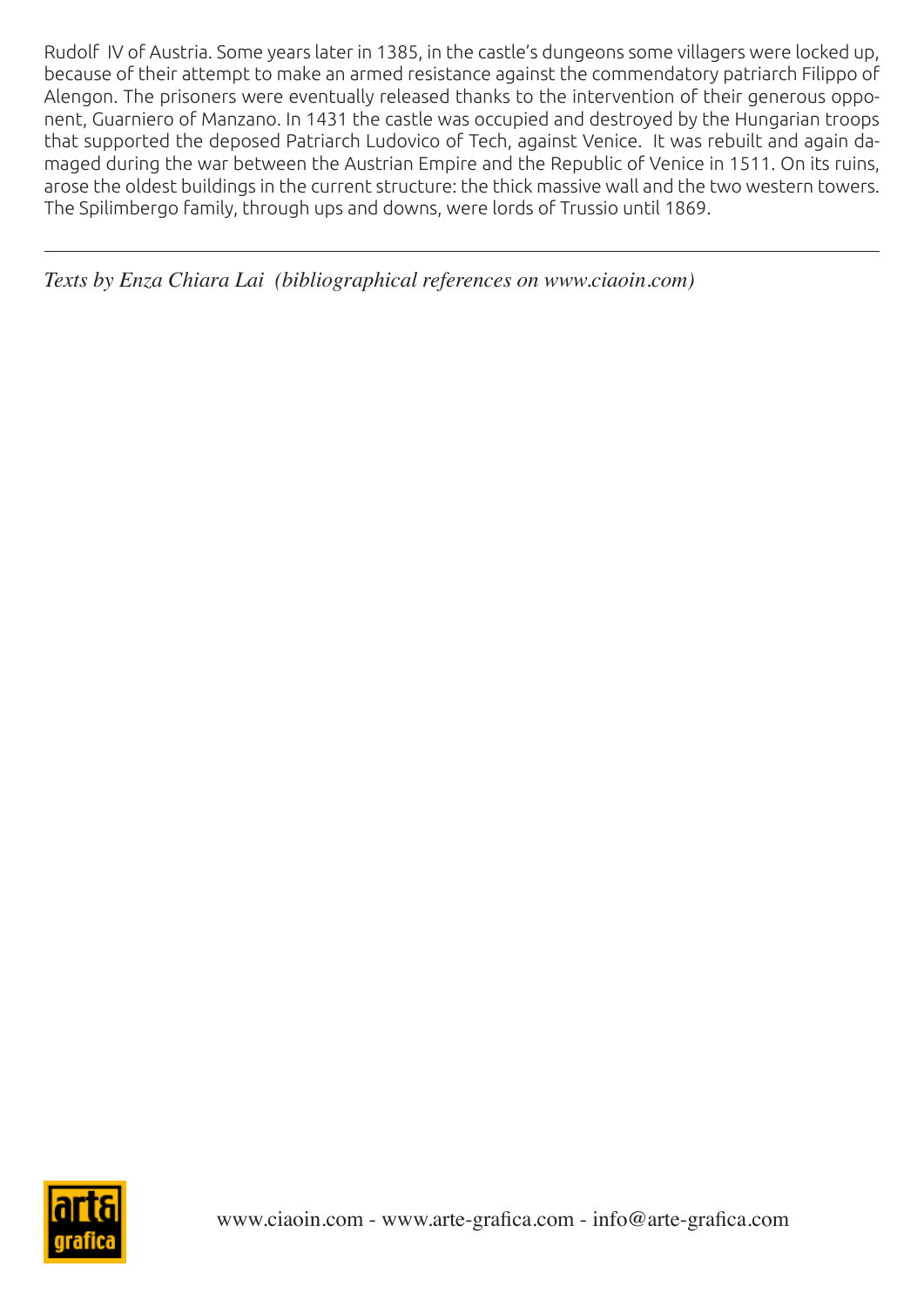Rudolf IV of Austria. Some years later in 1385, in the castle's dungeons some villagers were locked up, because of their attempt to make an armed resistance against the commendatory patriarch Filippo of Alengon. The prisoners were eventually released thanks to the intervention of their generous opponent, Guarniero of Manzano. In 1431 the castle was occupied and destroyed by the Hungarian troops that supported the deposed Patriarch Ludovico of Tech, against Venice. It was rebuilt and again damaged during the war between the Austrian Empire and the Republic of Venice in 1511. On its ruins, arose the oldest buildings in the current structure: the thick massive wall and the two western towers. The Spilimbergo family, through ups and downs, were lords of Trussio until 1869.

---

*Texts by Enza Chiara Lai (bibliographical references on www.ciaoin.com)*

www.ciaoin.com - www.arte-grafica.com - info@arte-grafica.com